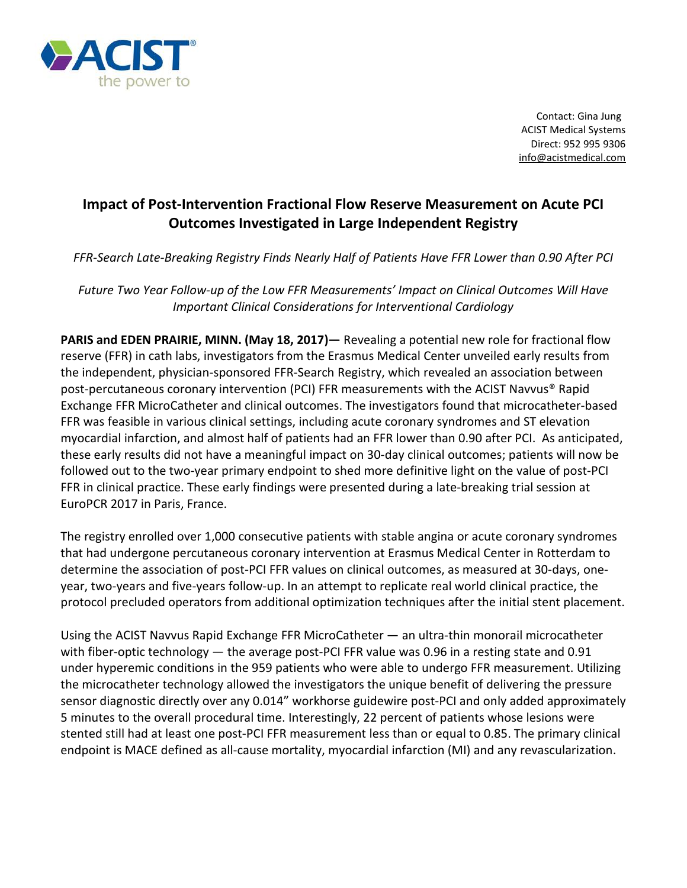ACIST® the power to

Contact: Gina Jung
ACIST Medical Systems
Direct: 952 995 9306
info@acistmedical.com

# Impact of Post-Intervention Fractional Flow Reserve Measurement on Acute PCI Outcomes Investigated in Large Independent Registry

*FFR-Search Late-Breaking Registry Finds Nearly Half of Patients Have FFR Lower than 0.90 After PCI*

*Future Two Year Follow-up of the Low FFR Measurements' Impact on Clinical Outcomes Will Have Important Clinical Considerations for Interventional Cardiology*

**PARIS and EDEN PRAIRIE, MINN. (May 18, 2017)—** Revealing a potential new role for fractional flow reserve (FFR) in cath labs, investigators from the Erasmus Medical Center unveiled early results from the independent, physician-sponsored FFR-Search Registry, which revealed an association between post-percutaneous coronary intervention (PCI) FFR measurements with the ACIST Navvus® Rapid Exchange FFR MicroCatheter and clinical outcomes. The investigators found that microcatheter-based FFR was feasible in various clinical settings, including acute coronary syndromes and ST elevation myocardial infarction, and almost half of patients had an FFR lower than 0.90 after PCI. As anticipated, these early results did not have a meaningful impact on 30-day clinical outcomes; patients will now be followed out to the two-year primary endpoint to shed more definitive light on the value of post-PCI FFR in clinical practice. These early findings were presented during a late-breaking trial session at EuroPCR 2017 in Paris, France.

The registry enrolled over 1,000 consecutive patients with stable angina or acute coronary syndromes that had undergone percutaneous coronary intervention at Erasmus Medical Center in Rotterdam to determine the association of post-PCI FFR values on clinical outcomes, as measured at 30-days, one-year, two-years and five-years follow-up. In an attempt to replicate real world clinical practice, the protocol precluded operators from additional optimization techniques after the initial stent placement.

Using the ACIST Navvus Rapid Exchange FFR MicroCatheter — an ultra-thin monorail microcatheter with fiber-optic technology — the average post-PCI FFR value was 0.96 in a resting state and 0.91 under hyperemic conditions in the 959 patients who were able to undergo FFR measurement. Utilizing the microcatheter technology allowed the investigators the unique benefit of delivering the pressure sensor diagnostic directly over any 0.014" workhorse guidewire post-PCI and only added approximately 5 minutes to the overall procedural time. Interestingly, 22 percent of patients whose lesions were stented still had at least one post-PCI FFR measurement less than or equal to 0.85. The primary clinical endpoint is MACE defined as all-cause mortality, myocardial infarction (MI) and any revascularization.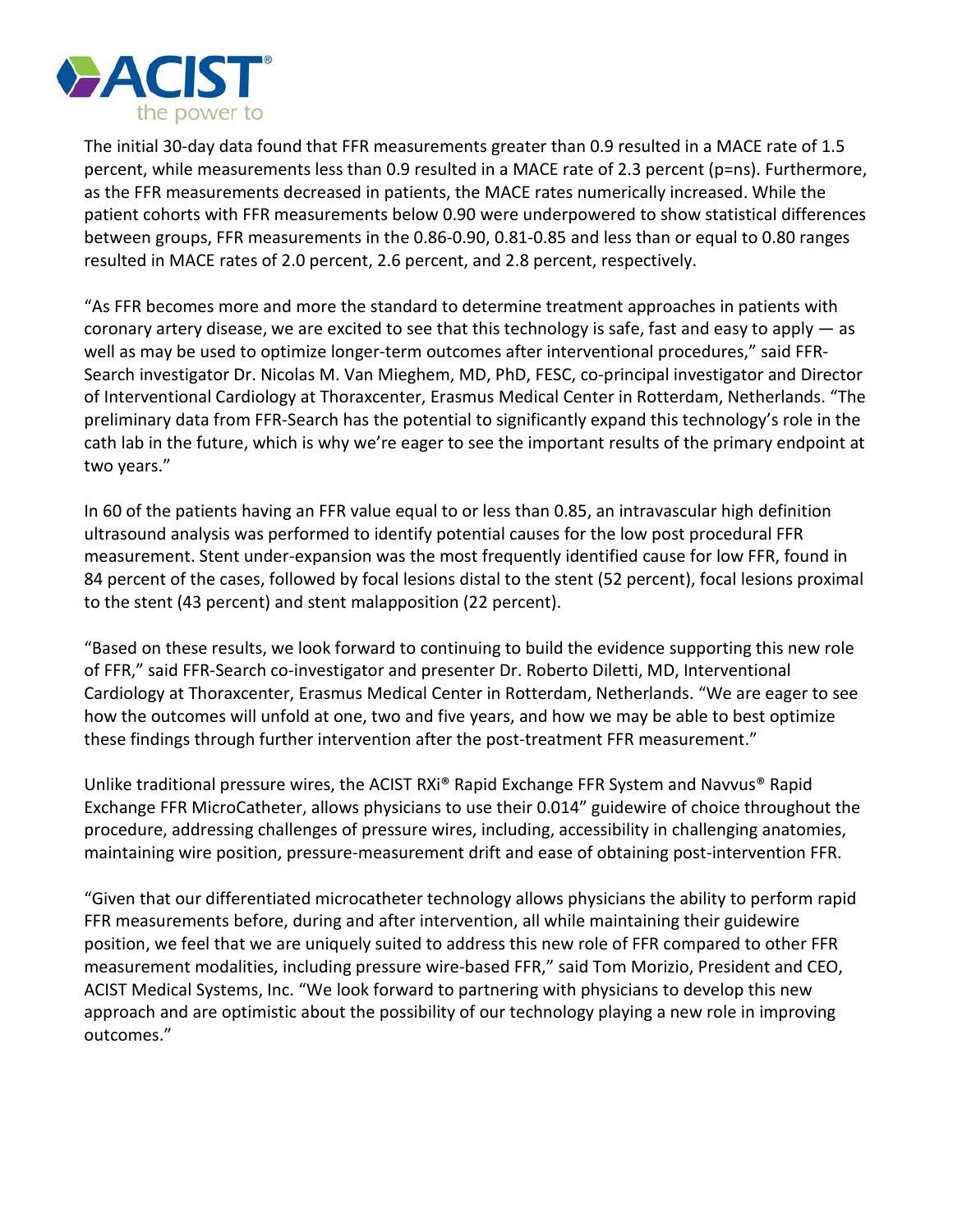The initial 30-day data found that FFR measurements greater than 0.9 resulted in a MACE rate of 1.5 percent, while measurements less than 0.9 resulted in a MACE rate of 2.3 percent (p=ns). Furthermore, as the FFR measurements decreased in patients, the MACE rates numerically increased. While the patient cohorts with FFR measurements below 0.90 were underpowered to show statistical differences between groups, FFR measurements in the 0.86-0.90, 0.81-0.85 and less than or equal to 0.80 ranges resulted in MACE rates of 2.0 percent, 2.6 percent, and 2.8 percent, respectively.

"As FFR becomes more and more the standard to determine treatment approaches in patients with coronary artery disease, we are excited to see that this technology is safe, fast and easy to apply — as well as may be used to optimize longer-term outcomes after interventional procedures," said FFR-Search investigator Dr. Nicolas M. Van Mieghem, MD, PhD, FESC, co-principal investigator and Director of Interventional Cardiology at Thoraxcenter, Erasmus Medical Center in Rotterdam, Netherlands. "The preliminary data from FFR-Search has the potential to significantly expand this technology's role in the cath lab in the future, which is why we're eager to see the important results of the primary endpoint at two years."

In 60 of the patients having an FFR value equal to or less than 0.85, an intravascular high definition ultrasound analysis was performed to identify potential causes for the low post procedural FFR measurement. Stent under-expansion was the most frequently identified cause for low FFR, found in 84 percent of the cases, followed by focal lesions distal to the stent (52 percent), focal lesions proximal to the stent (43 percent) and stent malapposition (22 percent).

"Based on these results, we look forward to continuing to build the evidence supporting this new role of FFR," said FFR-Search co-investigator and presenter Dr. Roberto Diletti, MD, Interventional Cardiology at Thoraxcenter, Erasmus Medical Center in Rotterdam, Netherlands. "We are eager to see how the outcomes will unfold at one, two and five years, and how we may be able to best optimize these findings through further intervention after the post-treatment FFR measurement."

Unlike traditional pressure wires, the ACIST RXi® Rapid Exchange FFR System and Navvus® Rapid Exchange FFR MicroCatheter, allows physicians to use their 0.014" guidewire of choice throughout the procedure, addressing challenges of pressure wires, including, accessibility in challenging anatomies, maintaining wire position, pressure-measurement drift and ease of obtaining post-intervention FFR.

"Given that our differentiated microcatheter technology allows physicians the ability to perform rapid FFR measurements before, during and after intervention, all while maintaining their guidewire position, we feel that we are uniquely suited to address this new role of FFR compared to other FFR measurement modalities, including pressure wire-based FFR," said Tom Morizio, President and CEO, ACIST Medical Systems, Inc. "We look forward to partnering with physicians to develop this new approach and are optimistic about the possibility of our technology playing a new role in improving outcomes."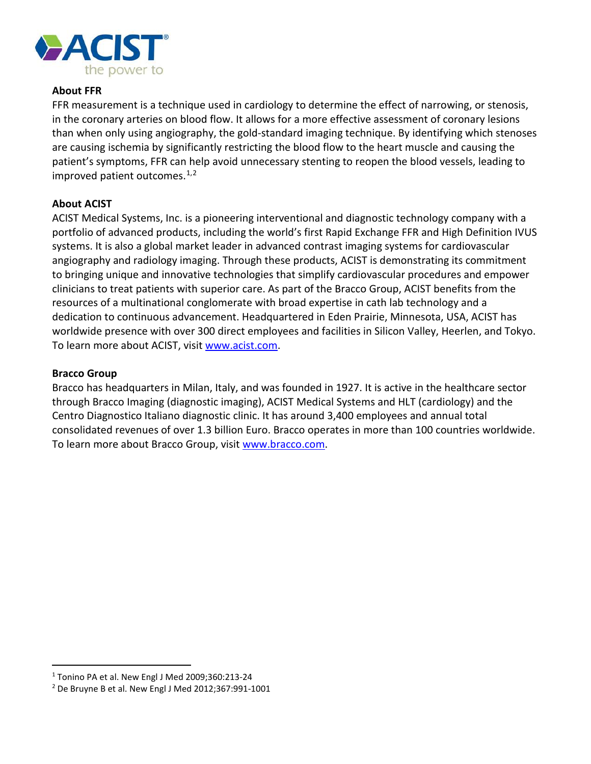**About FFR**

FFR measurement is a technique used in cardiology to determine the effect of narrowing, or stenosis, in the coronary arteries on blood flow. It allows for a more effective assessment of coronary lesions than when only using angiography, the gold-standard imaging technique. By identifying which stenoses are causing ischemia by significantly restricting the blood flow to the heart muscle and causing the patient's symptoms, FFR can help avoid unnecessary stenting to reopen the blood vessels, leading to improved patient outcomes.[1,2]

**About ACIST**

ACIST Medical Systems, Inc. is a pioneering interventional and diagnostic technology company with a portfolio of advanced products, including the world's first Rapid Exchange FFR and High Definition IVUS systems. It is also a global market leader in advanced contrast imaging systems for cardiovascular angiography and radiology imaging. Through these products, ACIST is demonstrating its commitment to bringing unique and innovative technologies that simplify cardiovascular procedures and empower clinicians to treat patients with superior care. As part of the Bracco Group, ACIST benefits from the resources of a multinational conglomerate with broad expertise in cath lab technology and a dedication to continuous advancement. Headquartered in Eden Prairie, Minnesota, USA, ACIST has worldwide presence with over 300 direct employees and facilities in Silicon Valley, Heerlen, and Tokyo. To learn more about ACIST, visit www.acist.com.

**Bracco Group**

Bracco has headquarters in Milan, Italy, and was founded in 1927. It is active in the healthcare sector through Bracco Imaging (diagnostic imaging), ACIST Medical Systems and HLT (cardiology) and the Centro Diagnostico Italiano diagnostic clinic. It has around 3,400 employees and annual total consolidated revenues of over 1.3 billion Euro. Bracco operates in more than 100 countries worldwide. To learn more about Bracco Group, visit www.bracco.com.

[1] Tonino PA et al. New Engl J Med 2009;360:213-24

[2] De Bruyne B et al. New Engl J Med 2012;367:991-1001